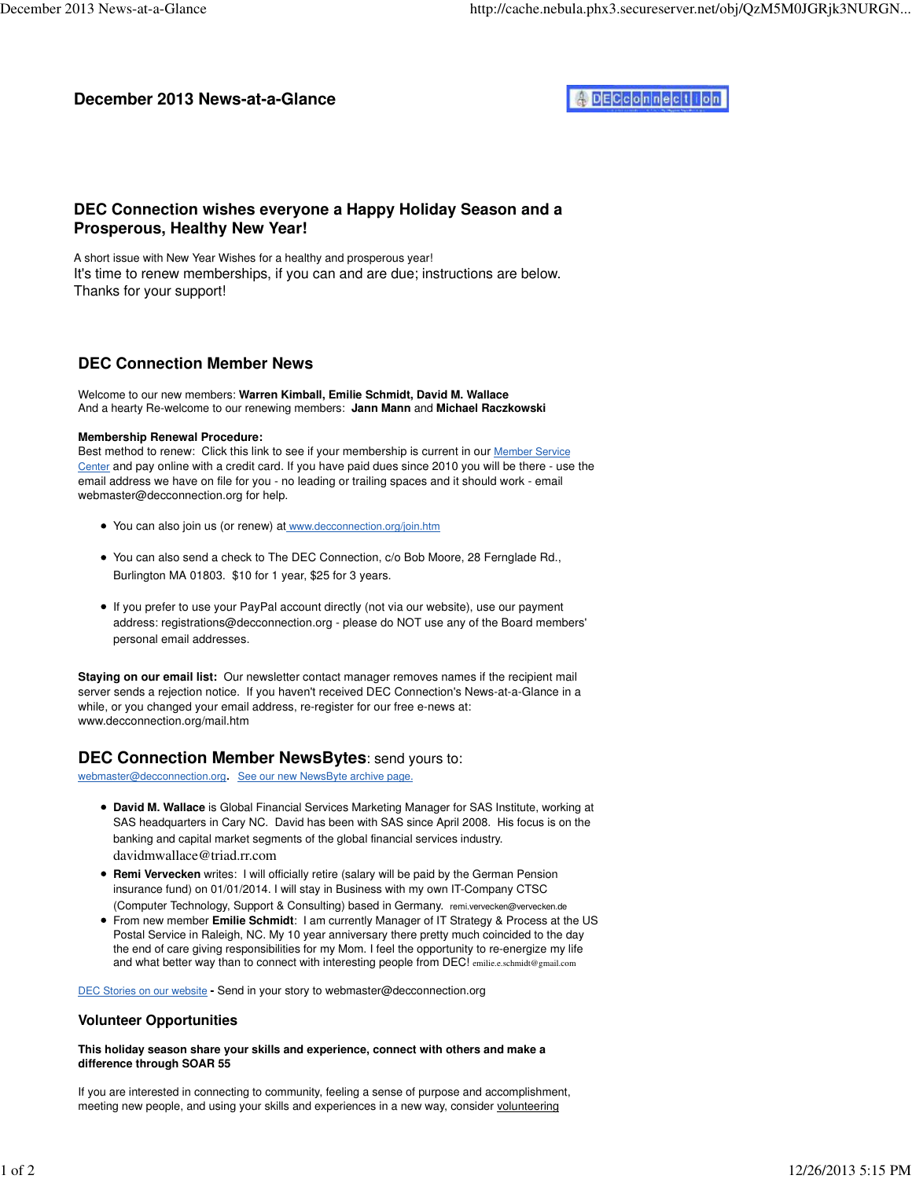# December 2013 News-at-a-Glance

## DEC Connection wishes everyone a Happy Holiday Season and a Prosperous, Healthy New Year!

A short issue with New Year Wishes for a healthy and prosperous year!
It's time to renew memberships, if you can and are due; instructions are below.
Thanks for your support!

## DEC Connection Member News

Welcome to our new members: **Warren Kimball, Emilie Schmidt, David M. Wallace**
And a hearty Re-welcome to our renewing members: **Jann Mann** and **Michael Raczkowski**

**Membership Renewal Procedure:**
Best method to renew: Click this link to see if your membership is current in our Member Service Center and pay online with a credit card. If you have paid dues since 2010 you will be there - use the email address we have on file for you - no leading or trailing spaces and it should work - email webmaster@decconnection.org for help.

- You can also join us (or renew) at www.decconnection.org/join.htm
- You can also send a check to The DEC Connection, c/o Bob Moore, 28 Fernglade Rd., Burlington MA 01803. $10 for 1 year, $25 for 3 years.
- If you prefer to use your PayPal account directly (not via our website), use our payment address: registrations@decconnection.org - please do NOT use any of the Board members' personal email addresses.

**Staying on our email list:** Our newsletter contact manager removes names if the recipient mail server sends a rejection notice. If you haven't received DEC Connection's News-at-a-Glance in a while, or you changed your email address, re-register for our free e-news at: www.decconnection.org/mail.htm

## DEC Connection Member NewsBytes: send yours to:

webmaster@decconnection.org. See our new NewsByte archive page.

- **David M. Wallace** is Global Financial Services Marketing Manager for SAS Institute, working at SAS headquarters in Cary NC. David has been with SAS since April 2008. His focus is on the banking and capital market segments of the global financial services industry. davidmwallace@triad.rr.com
- **Remi Vervecken** writes: I will officially retire (salary will be paid by the German Pension insurance fund) on 01/01/2014. I will stay in Business with my own IT-Company CTSC (Computer Technology, Support & Consulting) based in Germany. remi.vervecken@vervecken.de
- From new member **Emilie Schmidt**: I am currently Manager of IT Strategy & Process at the US Postal Service in Raleigh, NC. My 10 year anniversary there pretty much coincided to the day the end of care giving responsibilities for my Mom. I feel the opportunity to re-energize my life and what better way than to connect with interesting people from DEC! emilie.e.schmidt@gmail.com

DEC Stories on our website **-** Send in your story to webmaster@decconnection.org

### Volunteer Opportunities

**This holiday season share your skills and experience, connect with others and make a difference through SOAR 55**

If you are interested in connecting to community, feeling a sense of purpose and accomplishment, meeting new people, and using your skills and experiences in a new way, consider volunteering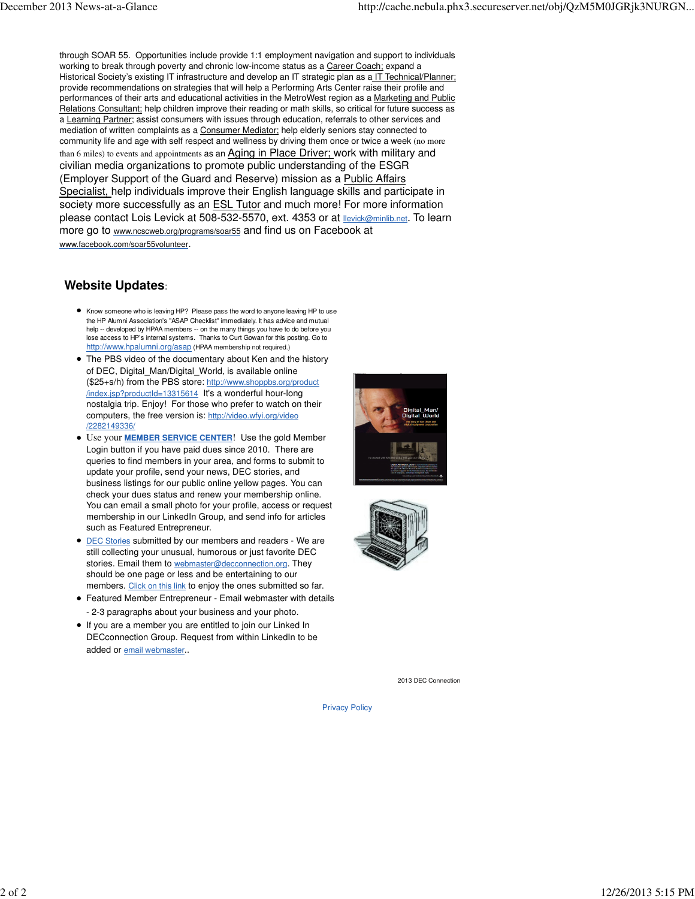through SOAR 55. Opportunities include provide 1:1 employment navigation and support to individuals working to break through poverty and chronic low-income status as a Career Coach; expand a Historical Society's existing IT infrastructure and develop an IT strategic plan as a IT Technical/Planner; provide recommendations on strategies that will help a Performing Arts Center raise their profile and performances of their arts and educational activities in the MetroWest region as a Marketing and Public Relations Consultant; help children improve their reading or math skills, so critical for future success as a Learning Partner; assist consumers with issues through education, referrals to other services and mediation of written complaints as a Consumer Mediator; help elderly seniors stay connected to community life and age with self respect and wellness by driving them once or twice a week (no more than 6 miles) to events and appointments as an Aging in Place Driver; work with military and civilian media organizations to promote public understanding of the ESGR (Employer Support of the Guard and Reserve) mission as a Public Affairs Specialist, help individuals improve their English language skills and participate in society more successfully as an ESL Tutor and much more! For more information please contact Lois Levick at 508-532-5570, ext. 4353 or at llevick@minlib.net. To learn more go to www.ncscweb.org/programs/soar55 and find us on Facebook at www.facebook.com/soar55volunteer.

## Website Updates:

- Know someone who is leaving HP? Please pass the word to anyone leaving HP to use the HP Alumni Association's "ASAP Checklist" immediately. It has advice and mutual help -- developed by HPAA members -- on the many things you have to do before you lose access to HP's internal systems. Thanks to Curt Gowan for this posting. Go to http://www.hpalumni.org/asap (HPAA membership not required.)
- The PBS video of the documentary about Ken and the history of DEC, Digital_Man/Digital_World, is available online ($25+s/h) from the PBS store: http://www.shoppbs.org/product/index.jsp?productId=13315614 It's a wonderful hour-long nostalgia trip. Enjoy! For those who prefer to watch on their computers, the free version is: http://video.wfyi.org/video/2282149336/
- Use your **MEMBER SERVICE CENTER**! Use the gold Member Login button if you have paid dues since 2010. There are queries to find members in your area, and forms to submit to update your profile, send your news, DEC stories, and business listings for our public online yellow pages. You can check your dues status and renew your membership online. You can email a small photo for your profile, access or request membership in our LinkedIn Group, and send info for articles such as Featured Entrepreneur.
- DEC Stories submitted by our members and readers - We are still collecting your unusual, humorous or just favorite DEC stories. Email them to webmaster@decconnection.org. They should be one page or less and be entertaining to our members. Click on this link to enjoy the ones submitted so far.
- Featured Member Entrepreneur - Email webmaster with details - 2-3 paragraphs about your business and your photo.
- If you are a member you are entitled to join our Linked In DECconnection Group. Request from within LinkedIn to be added or email webmaster..

2013 DEC Connection

Privacy Policy